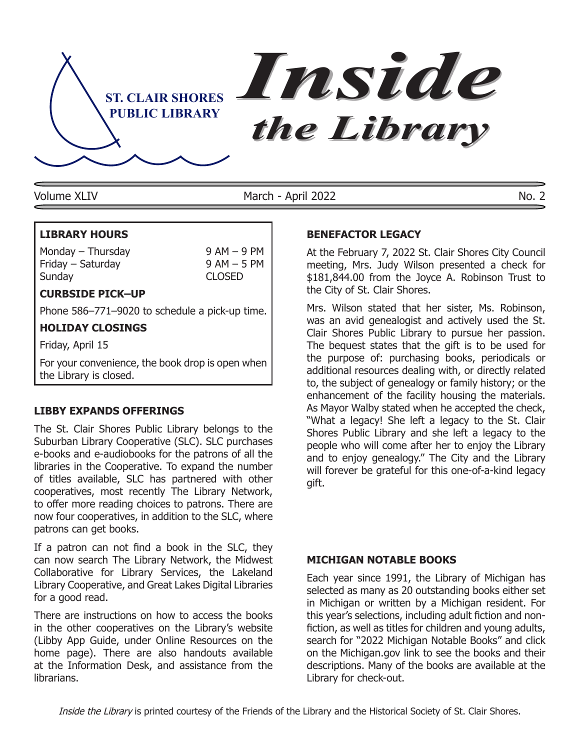ST. CLAIR SHORES PUBLIC LIBRARY

# *Inside the Library*

Volume XLIV | March - April 2022 | No. 2

**LIBRARY HOURS**

| | |
|---|---|
| Monday – Thursday | 9 AM – 9 PM |
| Friday – Saturday | 9 AM – 5 PM |
| Sunday | CLOSED |

**CURBSIDE PICK–UP**

Phone 586–771–9020 to schedule a pick-up time.

**HOLIDAY CLOSINGS**

Friday, April 15

For your convenience, the book drop is open when the Library is closed.

## LIBBY EXPANDS OFFERINGS

The St. Clair Shores Public Library belongs to the Suburban Library Cooperative (SLC). SLC purchases e-books and e-audiobooks for the patrons of all the libraries in the Cooperative. To expand the number of titles available, SLC has partnered with other cooperatives, most recently The Library Network, to offer more reading choices to patrons. There are now four cooperatives, in addition to the SLC, where patrons can get books.

If a patron can not find a book in the SLC, they can now search The Library Network, the Midwest Collaborative for Library Services, the Lakeland Library Cooperative, and Great Lakes Digital Libraries for a good read.

There are instructions on how to access the books in the other cooperatives on the Library's website (Libby App Guide, under Online Resources on the home page). There are also handouts available at the Information Desk, and assistance from the librarians.

## BENEFACTOR LEGACY

At the February 7, 2022 St. Clair Shores City Council meeting, Mrs. Judy Wilson presented a check for $181,844.00 from the Joyce A. Robinson Trust to the City of St. Clair Shores.

Mrs. Wilson stated that her sister, Ms. Robinson, was an avid genealogist and actively used the St. Clair Shores Public Library to pursue her passion. The bequest states that the gift is to be used for the purpose of: purchasing books, periodicals or additional resources dealing with, or directly related to, the subject of genealogy or family history; or the enhancement of the facility housing the materials. As Mayor Walby stated when he accepted the check, "What a legacy! She left a legacy to the St. Clair Shores Public Library and she left a legacy to the people who will come after her to enjoy the Library and to enjoy genealogy." The City and the Library will forever be grateful for this one-of-a-kind legacy gift.

## MICHIGAN NOTABLE BOOKS

Each year since 1991, the Library of Michigan has selected as many as 20 outstanding books either set in Michigan or written by a Michigan resident. For this year's selections, including adult fiction and non-fiction, as well as titles for children and young adults, search for "2022 Michigan Notable Books" and click on the Michigan.gov link to see the books and their descriptions. Many of the books are available at the Library for check-out.

*Inside the Library* is printed courtesy of the Friends of the Library and the Historical Society of St. Clair Shores.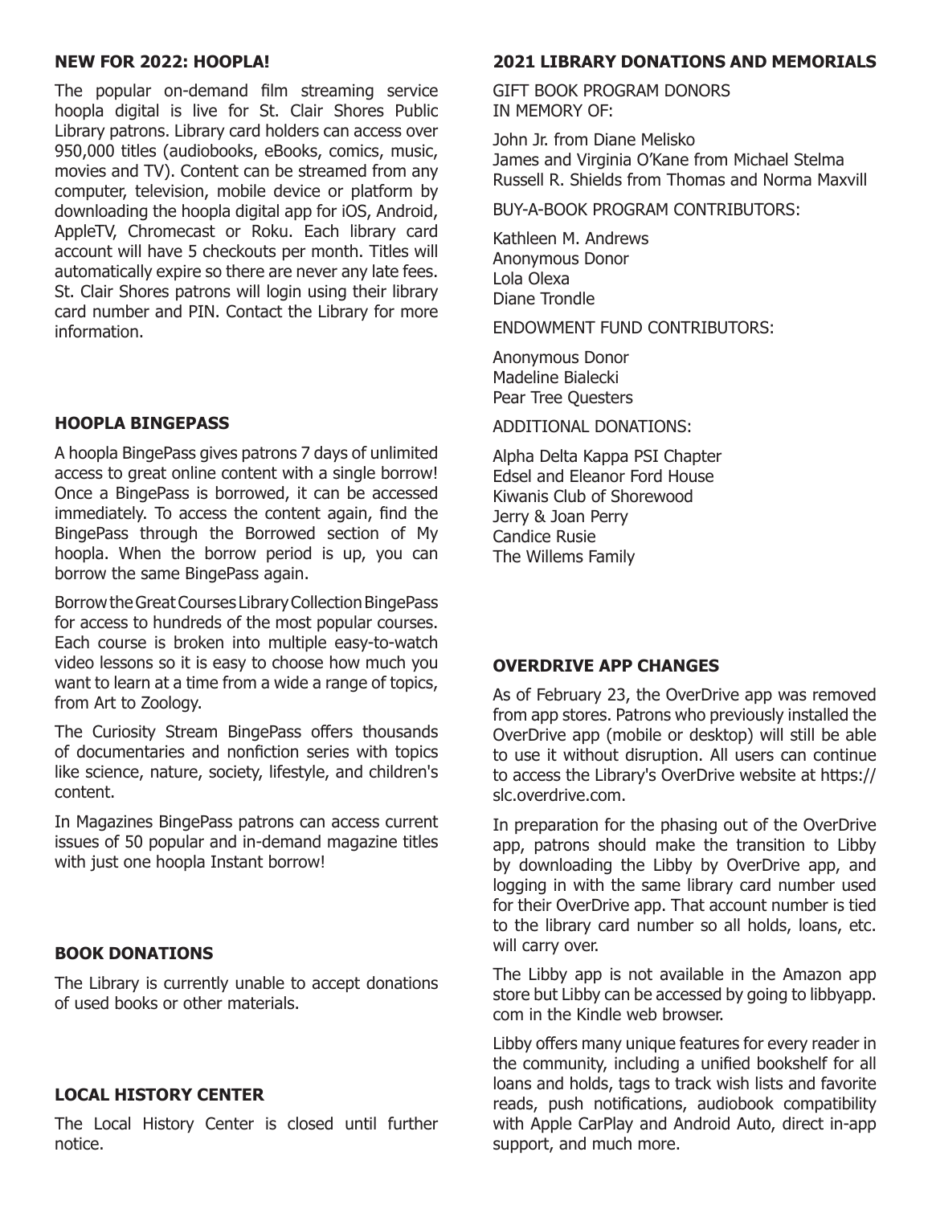## NEW FOR 2022: HOOPLA!

The popular on-demand film streaming service hoopla digital is live for St. Clair Shores Public Library patrons. Library card holders can access over 950,000 titles (audiobooks, eBooks, comics, music, movies and TV). Content can be streamed from any computer, television, mobile device or platform by downloading the hoopla digital app for iOS, Android, AppleTV, Chromecast or Roku. Each library card account will have 5 checkouts per month. Titles will automatically expire so there are never any late fees. St. Clair Shores patrons will login using their library card number and PIN. Contact the Library for more information.

## HOOPLA BINGEPASS

A hoopla BingePass gives patrons 7 days of unlimited access to great online content with a single borrow! Once a BingePass is borrowed, it can be accessed immediately. To access the content again, find the BingePass through the Borrowed section of My hoopla. When the borrow period is up, you can borrow the same BingePass again.

Borrow the Great Courses Library Collection BingePass for access to hundreds of the most popular courses. Each course is broken into multiple easy-to-watch video lessons so it is easy to choose how much you want to learn at a time from a wide a range of topics, from Art to Zoology.

The Curiosity Stream BingePass offers thousands of documentaries and nonfiction series with topics like science, nature, society, lifestyle, and children's content.

In Magazines BingePass patrons can access current issues of 50 popular and in-demand magazine titles with just one hoopla Instant borrow!

## BOOK DONATIONS

The Library is currently unable to accept donations of used books or other materials.

## LOCAL HISTORY CENTER

The Local History Center is closed until further notice.

## 2021 LIBRARY DONATIONS AND MEMORIALS

GIFT BOOK PROGRAM DONORS IN MEMORY OF:

John Jr. from Diane Melisko
James and Virginia O'Kane from Michael Stelma
Russell R. Shields from Thomas and Norma Maxvill

BUY-A-BOOK PROGRAM CONTRIBUTORS:

Kathleen M. Andrews
Anonymous Donor
Lola Olexa
Diane Trondle

ENDOWMENT FUND CONTRIBUTORS:

Anonymous Donor
Madeline Bialecki
Pear Tree Questers

ADDITIONAL DONATIONS:

Alpha Delta Kappa PSI Chapter
Edsel and Eleanor Ford House
Kiwanis Club of Shorewood
Jerry & Joan Perry
Candice Rusie
The Willems Family

## OVERDRIVE APP CHANGES

As of February 23, the OverDrive app was removed from app stores. Patrons who previously installed the OverDrive app (mobile or desktop) will still be able to use it without disruption. All users can continue to access the Library's OverDrive website at https://slc.overdrive.com.

In preparation for the phasing out of the OverDrive app, patrons should make the transition to Libby by downloading the Libby by OverDrive app, and logging in with the same library card number used for their OverDrive app. That account number is tied to the library card number so all holds, loans, etc. will carry over.

The Libby app is not available in the Amazon app store but Libby can be accessed by going to libbyapp.com in the Kindle web browser.

Libby offers many unique features for every reader in the community, including a unified bookshelf for all loans and holds, tags to track wish lists and favorite reads, push notifications, audiobook compatibility with Apple CarPlay and Android Auto, direct in-app support, and much more.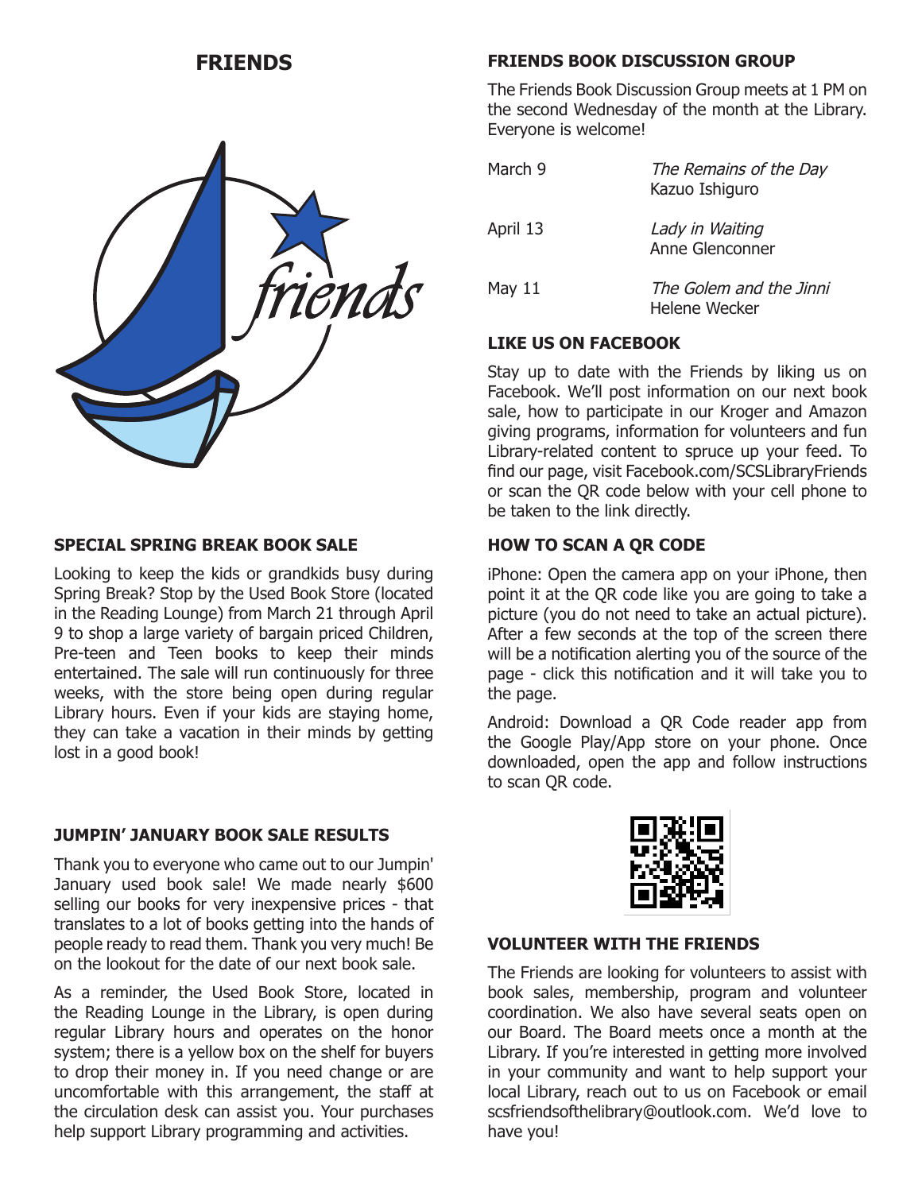# FRIENDS

## SPECIAL SPRING BREAK BOOK SALE

Looking to keep the kids or grandkids busy during Spring Break? Stop by the Used Book Store (located in the Reading Lounge) from March 21 through April 9 to shop a large variety of bargain priced Children, Pre-teen and Teen books to keep their minds entertained. The sale will run continuously for three weeks, with the store being open during regular Library hours. Even if your kids are staying home, they can take a vacation in their minds by getting lost in a good book!

## JUMPIN' JANUARY BOOK SALE RESULTS

Thank you to everyone who came out to our Jumpin' January used book sale! We made nearly $600 selling our books for very inexpensive prices - that translates to a lot of books getting into the hands of people ready to read them. Thank you very much! Be on the lookout for the date of our next book sale.

As a reminder, the Used Book Store, located in the Reading Lounge in the Library, is open during regular Library hours and operates on the honor system; there is a yellow box on the shelf for buyers to drop their money in. If you need change or are uncomfortable with this arrangement, the staff at the circulation desk can assist you. Your purchases help support Library programming and activities.

## FRIENDS BOOK DISCUSSION GROUP

The Friends Book Discussion Group meets at 1 PM on the second Wednesday of the month at the Library. Everyone is welcome!

| | |
|---|---|
| March 9 | *The Remains of the Day*<br>Kazuo Ishiguro |
| April 13 | *Lady in Waiting*<br>Anne Glenconner |
| May 11 | *The Golem and the Jinni*<br>Helene Wecker |

## LIKE US ON FACEBOOK

Stay up to date with the Friends by liking us on Facebook. We'll post information on our next book sale, how to participate in our Kroger and Amazon giving programs, information for volunteers and fun Library-related content to spruce up your feed. To find our page, visit Facebook.com/SCSLibraryFriends or scan the QR code below with your cell phone to be taken to the link directly.

## HOW TO SCAN A QR CODE

iPhone: Open the camera app on your iPhone, then point it at the QR code like you are going to take a picture (you do not need to take an actual picture). After a few seconds at the top of the screen there will be a notification alerting you of the source of the page - click this notification and it will take you to the page.

Android: Download a QR Code reader app from the Google Play/App store on your phone. Once downloaded, open the app and follow instructions to scan QR code.

## VOLUNTEER WITH THE FRIENDS

The Friends are looking for volunteers to assist with book sales, membership, program and volunteer coordination. We also have several seats open on our Board. The Board meets once a month at the Library. If you're interested in getting more involved in your community and want to help support your local Library, reach out to us on Facebook or email scsfriendsofthelibrary@outlook.com. We'd love to have you!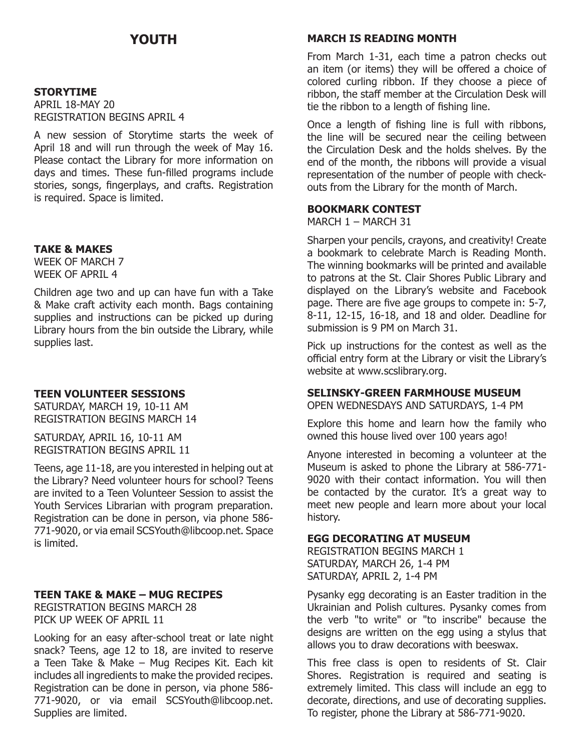# YOUTH

### STORYTIME

APRIL 18-MAY 20
REGISTRATION BEGINS APRIL 4

A new session of Storytime starts the week of April 18 and will run through the week of May 16. Please contact the Library for more information on days and times. These fun-filled programs include stories, songs, fingerplays, and crafts. Registration is required. Space is limited.

### TAKE & MAKES

WEEK OF MARCH 7
WEEK OF APRIL 4

Children age two and up can have fun with a Take & Make craft activity each month. Bags containing supplies and instructions can be picked up during Library hours from the bin outside the Library, while supplies last.

### TEEN VOLUNTEER SESSIONS

SATURDAY, MARCH 19, 10-11 AM
REGISTRATION BEGINS MARCH 14

SATURDAY, APRIL 16, 10-11 AM
REGISTRATION BEGINS APRIL 11

Teens, age 11-18, are you interested in helping out at the Library? Need volunteer hours for school? Teens are invited to a Teen Volunteer Session to assist the Youth Services Librarian with program preparation. Registration can be done in person, via phone 586-771-9020, or via email SCSYouth@libcoop.net. Space is limited.

### TEEN TAKE & MAKE – MUG RECIPES

REGISTRATION BEGINS MARCH 28
PICK UP WEEK OF APRIL 11

Looking for an easy after-school treat or late night snack? Teens, age 12 to 18, are invited to reserve a Teen Take & Make – Mug Recipes Kit. Each kit includes all ingredients to make the provided recipes. Registration can be done in person, via phone 586-771-9020, or via email SCSYouth@libcoop.net. Supplies are limited.

### MARCH IS READING MONTH

From March 1-31, each time a patron checks out an item (or items) they will be offered a choice of colored curling ribbon. If they choose a piece of ribbon, the staff member at the Circulation Desk will tie the ribbon to a length of fishing line.

Once a length of fishing line is full with ribbons, the line will be secured near the ceiling between the Circulation Desk and the holds shelves. By the end of the month, the ribbons will provide a visual representation of the number of people with check-outs from the Library for the month of March.

### BOOKMARK CONTEST

MARCH 1 – MARCH 31

Sharpen your pencils, crayons, and creativity! Create a bookmark to celebrate March is Reading Month. The winning bookmarks will be printed and available to patrons at the St. Clair Shores Public Library and displayed on the Library's website and Facebook page. There are five age groups to compete in: 5-7, 8-11, 12-15, 16-18, and 18 and older. Deadline for submission is 9 PM on March 31.

Pick up instructions for the contest as well as the official entry form at the Library or visit the Library's website at www.scslibrary.org.

### SELINSKY-GREEN FARMHOUSE MUSEUM

OPEN WEDNESDAYS AND SATURDAYS, 1-4 PM

Explore this home and learn how the family who owned this house lived over 100 years ago!

Anyone interested in becoming a volunteer at the Museum is asked to phone the Library at 586-771-9020 with their contact information. You will then be contacted by the curator. It's a great way to meet new people and learn more about your local history.

### EGG DECORATING AT MUSEUM

REGISTRATION BEGINS MARCH 1
SATURDAY, MARCH 26, 1-4 PM
SATURDAY, APRIL 2, 1-4 PM

Pysanky egg decorating is an Easter tradition in the Ukrainian and Polish cultures. Pysanky comes from the verb "to write" or "to inscribe" because the designs are written on the egg using a stylus that allows you to draw decorations with beeswax.

This free class is open to residents of St. Clair Shores. Registration is required and seating is extremely limited. This class will include an egg to decorate, directions, and use of decorating supplies. To register, phone the Library at 586-771-9020.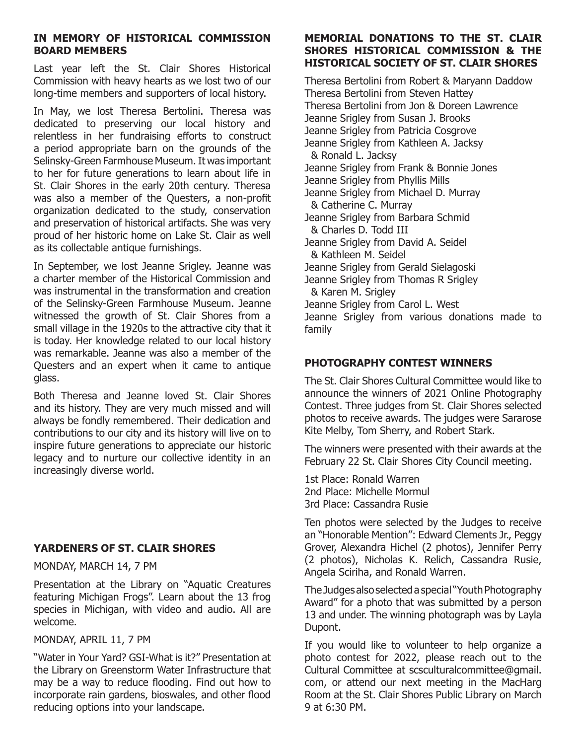## IN MEMORY OF HISTORICAL COMMISSION BOARD MEMBERS

Last year left the St. Clair Shores Historical Commission with heavy hearts as we lost two of our long-time members and supporters of local history.

In May, we lost Theresa Bertolini. Theresa was dedicated to preserving our local history and relentless in her fundraising efforts to construct a period appropriate barn on the grounds of the Selinsky-Green Farmhouse Museum. It was important to her for future generations to learn about life in St. Clair Shores in the early 20th century. Theresa was also a member of the Questers, a non-profit organization dedicated to the study, conservation and preservation of historical artifacts. She was very proud of her historic home on Lake St. Clair as well as its collectable antique furnishings.

In September, we lost Jeanne Srigley. Jeanne was a charter member of the Historical Commission and was instrumental in the transformation and creation of the Selinsky-Green Farmhouse Museum. Jeanne witnessed the growth of St. Clair Shores from a small village in the 1920s to the attractive city that it is today. Her knowledge related to our local history was remarkable. Jeanne was also a member of the Questers and an expert when it came to antique glass.

Both Theresa and Jeanne loved St. Clair Shores and its history. They are very much missed and will always be fondly remembered. Their dedication and contributions to our city and its history will live on to inspire future generations to appreciate our historic legacy and to nurture our collective identity in an increasingly diverse world.

## YARDENERS OF ST. CLAIR SHORES

MONDAY, MARCH 14, 7 PM

Presentation at the Library on "Aquatic Creatures featuring Michigan Frogs". Learn about the 13 frog species in Michigan, with video and audio. All are welcome.

MONDAY, APRIL 11, 7 PM

"Water in Your Yard? GSI-What is it?" Presentation at the Library on Greenstorm Water Infrastructure that may be a way to reduce flooding. Find out how to incorporate rain gardens, bioswales, and other flood reducing options into your landscape.

## MEMORIAL DONATIONS TO THE ST. CLAIR SHORES HISTORICAL COMMISSION & THE HISTORICAL SOCIETY OF ST. CLAIR SHORES

Theresa Bertolini from Robert & Maryann Daddow
Theresa Bertolini from Steven Hattey
Theresa Bertolini from Jon & Doreen Lawrence
Jeanne Srigley from Susan J. Brooks
Jeanne Srigley from Patricia Cosgrove
Jeanne Srigley from Kathleen A. Jacksy & Ronald L. Jacksy
Jeanne Srigley from Frank & Bonnie Jones
Jeanne Srigley from Phyllis Mills
Jeanne Srigley from Michael D. Murray & Catherine C. Murray
Jeanne Srigley from Barbara Schmid & Charles D. Todd III
Jeanne Srigley from David A. Seidel & Kathleen M. Seidel
Jeanne Srigley from Gerald Sielagoski
Jeanne Srigley from Thomas R Srigley & Karen M. Srigley
Jeanne Srigley from Carol L. West
Jeanne Srigley from various donations made to family

## PHOTOGRAPHY CONTEST WINNERS

The St. Clair Shores Cultural Committee would like to announce the winners of 2021 Online Photography Contest. Three judges from St. Clair Shores selected photos to receive awards. The judges were Sararose Kite Melby, Tom Sherry, and Robert Stark.

The winners were presented with their awards at the February 22 St. Clair Shores City Council meeting.

1st Place: Ronald Warren
2nd Place: Michelle Mormul
3rd Place: Cassandra Rusie

Ten photos were selected by the Judges to receive an "Honorable Mention": Edward Clements Jr., Peggy Grover, Alexandra Hichel (2 photos), Jennifer Perry (2 photos), Nicholas K. Relich, Cassandra Rusie, Angela Sciriha, and Ronald Warren.

The Judges also selected a special "Youth Photography Award" for a photo that was submitted by a person 13 and under. The winning photograph was by Layla Dupont.

If you would like to volunteer to help organize a photo contest for 2022, please reach out to the Cultural Committee at scsculturalcommittee@gmail.com, or attend our next meeting in the MacHarg Room at the St. Clair Shores Public Library on March 9 at 6:30 PM.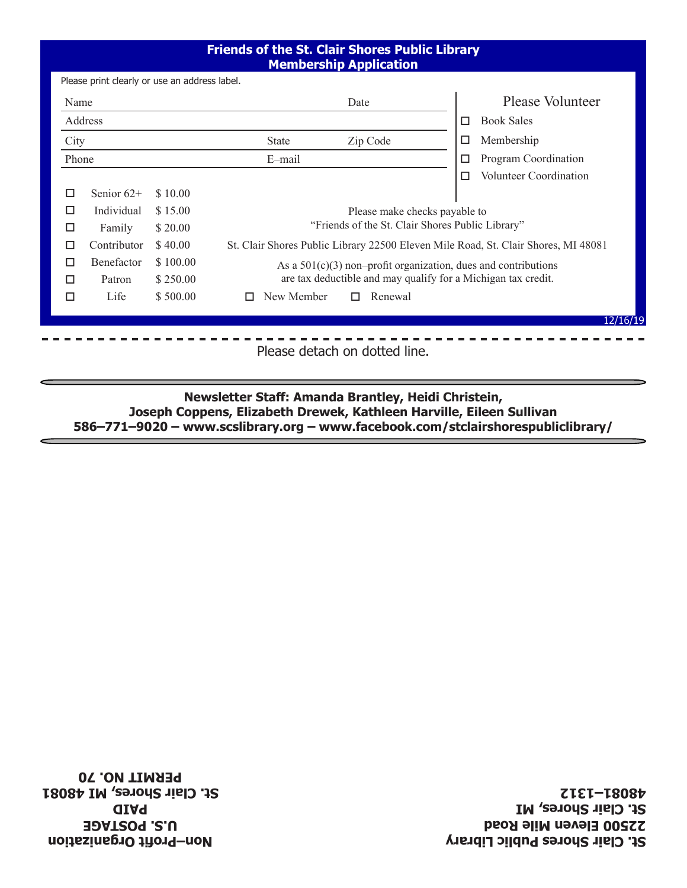## Friends of the St. Clair Shores Public Library Membership Application

Please print clearly or use an address label.

Name ____________________ Date ____________

Address ____________________

City ____________ State ______ Zip Code ______

Phone ____________ E–mail ____________

**Please Volunteer**

- ☐ Book Sales
- ☐ Membership
- ☐ Program Coordination
- ☐ Volunteer Coordination

| | | |
|---|---|---|
| ☐ | Senior 62+ | $ 10.00 |
| ☐ | Individual | $ 15.00 |
| ☐ | Family | $ 20.00 |
| ☐ | Contributor | $ 40.00 |
| ☐ | Benefactor | $ 100.00 |
| ☐ | Patron | $ 250.00 |
| ☐ | Life | $ 500.00 |

Please make checks payable to
"Friends of the St. Clair Shores Public Library"

St. Clair Shores Public Library 22500 Eleven Mile Road, St. Clair Shores, MI 48081

As a 501(c)(3) non–profit organization, dues and contributions are tax deductible and may qualify for a Michigan tax credit.

☐ New Member ☐ Renewal

12/16/19

Please detach on dotted line.

**Newsletter Staff: Amanda Brantley, Heidi Christein, Joseph Coppens, Elizabeth Drewek, Kathleen Harville, Eileen Sullivan**
**586–771–9020 – www.scslibrary.org – www.facebook.com/stclairshorespubliclibrary/**

**St. Clair Shores Public Library**
**22500 Eleven Mile Road**
**St. Clair Shores, MI**
**48081–1312**

**Non–Profit Organization**
**U.S. POSTAGE**
**PAID**
**St. Clair Shores, MI 48081**
**PERMIT NO. 70**